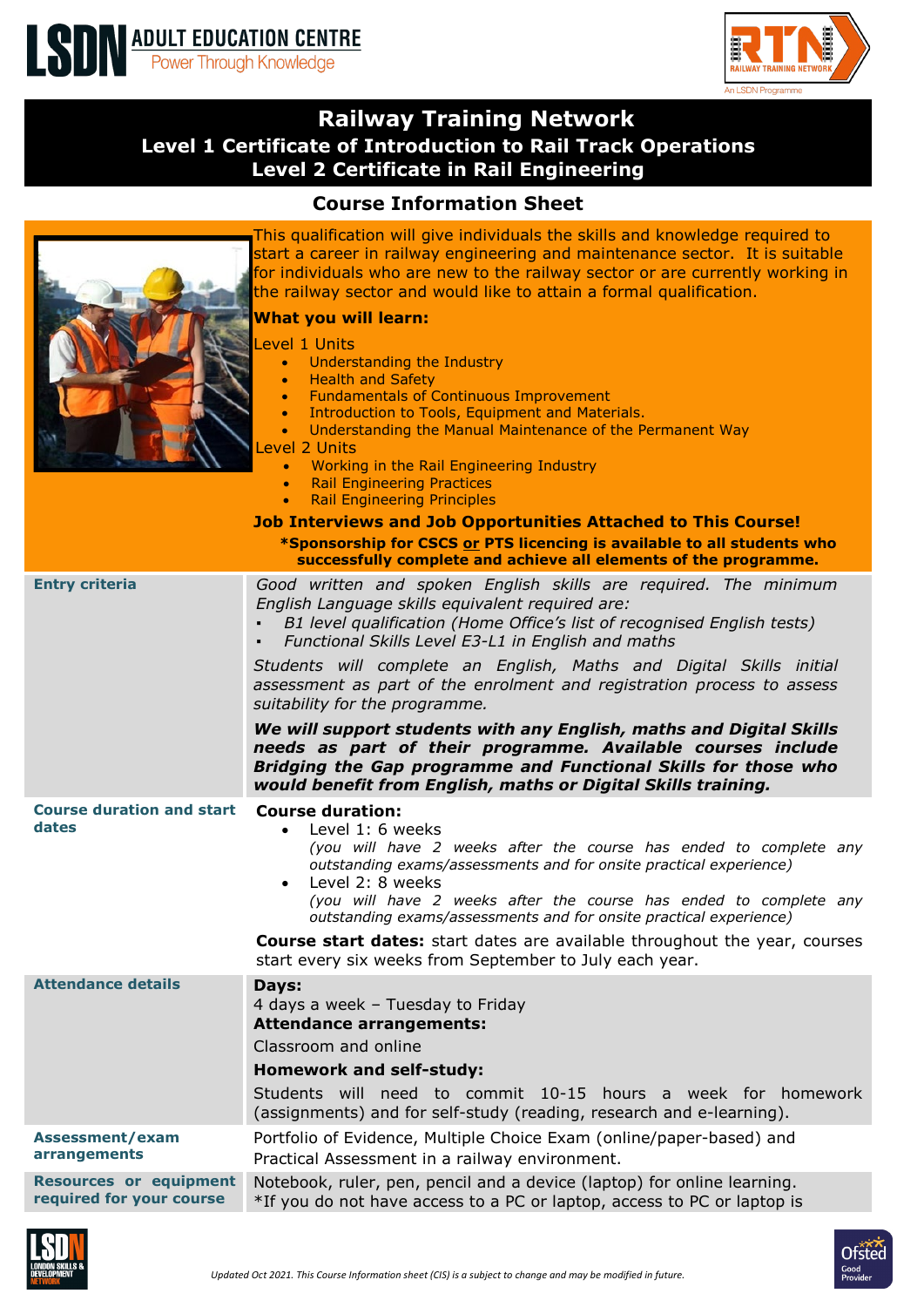LSDN ADULT EDUCATION CENTRE
Power Through Knowledge

# Railway Training Network
## Level 1 Certificate of Introduction to Rail Track Operations
## Level 2 Certificate in Rail Engineering

### Course Information Sheet

This qualification will give individuals the skills and knowledge required to start a career in railway engineering and maintenance sector. It is suitable for individuals who are new to the railway sector or are currently working in the railway sector and would like to attain a formal qualification.

**What you will learn:**

Level 1 Units

- Understanding the Industry
- Health and Safety
- Fundamentals of Continuous Improvement
- Introduction to Tools, Equipment and Materials.
- Understanding the Manual Maintenance of the Permanent Way

Level 2 Units

- Working in the Rail Engineering Industry
- Rail Engineering Practices
- Rail Engineering Principles

**Job Interviews and Job Opportunities Attached to This Course!**

**\*Sponsorship for CSCS or PTS licencing is available to all students who successfully complete and achieve all elements of the programme.**

| | |
|---|---|
| **Entry criteria** | *Good written and spoken English skills are required. The minimum English Language skills equivalent required are:*<br>▪ *B1 level qualification (Home Office's list of recognised English tests)*<br>▪ *Functional Skills Level E3-L1 in English and maths*<br><br>*Students will complete an English, Maths and Digital Skills initial assessment as part of the enrolment and registration process to assess suitability for the programme.*<br><br>***We will support students with any English, maths and Digital Skills needs as part of their programme. Available courses include Bridging the Gap programme and Functional Skills for those who would benefit from English, maths or Digital Skills training.*** |
| **Course duration and start dates** | **Course duration:**<br>• Level 1: 6 weeks<br>*(you will have 2 weeks after the course has ended to complete any outstanding exams/assessments and for onsite practical experience)*<br>• Level 2: 8 weeks<br>*(you will have 2 weeks after the course has ended to complete any outstanding exams/assessments and for onsite practical experience)*<br><br>**Course start dates:** start dates are available throughout the year, courses start every six weeks from September to July each year. |
| **Attendance details** | **Days:**<br>4 days a week – Tuesday to Friday<br>**Attendance arrangements:**<br>Classroom and online<br>**Homework and self-study:**<br>Students will need to commit 10-15 hours a week for homework (assignments) and for self-study (reading, research and e-learning). |
| **Assessment/exam arrangements** | Portfolio of Evidence, Multiple Choice Exam (online/paper-based) and Practical Assessment in a railway environment. |
| **Resources or equipment required for your course** | Notebook, ruler, pen, pencil and a device (laptop) for online learning.<br>*If you do not have access to a PC or laptop, access to PC or laptop is |

*Updated Oct 2021. This Course Information sheet (CIS) is a subject to change and may be modified in future.*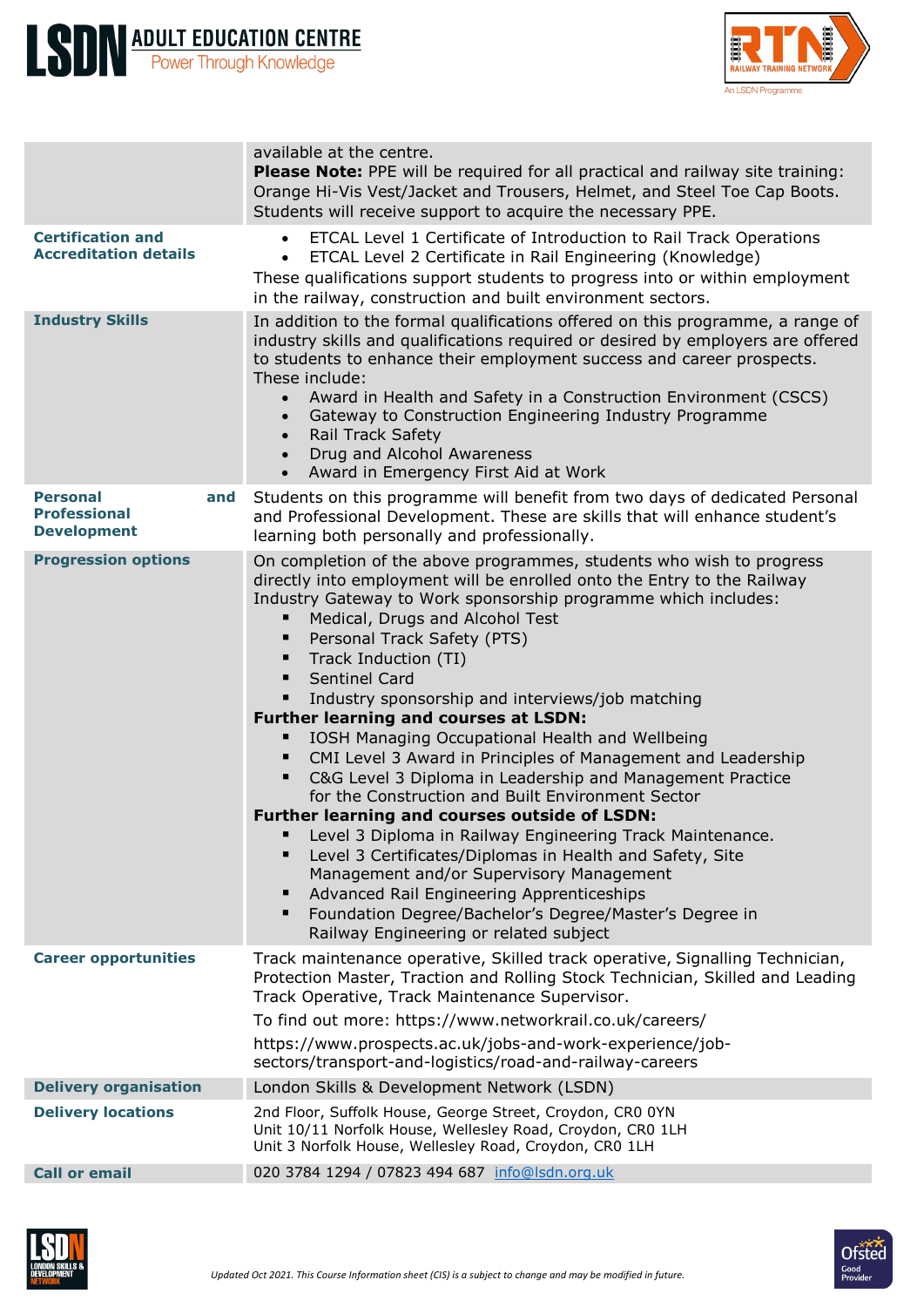| | |
|---|---|
| | available at the centre.<br>**Please Note:** PPE will be required for all practical and railway site training: Orange Hi-Vis Vest/Jacket and Trousers, Helmet, and Steel Toe Cap Boots. Students will receive support to acquire the necessary PPE. |
| **Certification and Accreditation details** | • ETCAL Level 1 Certificate of Introduction to Rail Track Operations<br>• ETCAL Level 2 Certificate in Rail Engineering (Knowledge)<br>These qualifications support students to progress into or within employment in the railway, construction and built environment sectors. |
| **Industry Skills** | In addition to the formal qualifications offered on this programme, a range of industry skills and qualifications required or desired by employers are offered to students to enhance their employment success and career prospects. These include:<br>• Award in Health and Safety in a Construction Environment (CSCS)<br>• Gateway to Construction Engineering Industry Programme<br>• Rail Track Safety<br>• Drug and Alcohol Awareness<br>• Award in Emergency First Aid at Work |
| **Personal and Professional Development** | Students on this programme will benefit from two days of dedicated Personal and Professional Development. These are skills that will enhance student's learning both personally and professionally. |
| **Progression options** | On completion of the above programmes, students who wish to progress directly into employment will be enrolled onto the Entry to the Railway Industry Gateway to Work sponsorship programme which includes:<br>▪ Medical, Drugs and Alcohol Test<br>▪ Personal Track Safety (PTS)<br>▪ Track Induction (TI)<br>▪ Sentinel Card<br>▪ Industry sponsorship and interviews/job matching<br>**Further learning and courses at LSDN:**<br>▪ IOSH Managing Occupational Health and Wellbeing<br>▪ CMI Level 3 Award in Principles of Management and Leadership<br>▪ C&G Level 3 Diploma in Leadership and Management Practice for the Construction and Built Environment Sector<br>**Further learning and courses outside of LSDN:**<br>▪ Level 3 Diploma in Railway Engineering Track Maintenance.<br>▪ Level 3 Certificates/Diplomas in Health and Safety, Site Management and/or Supervisory Management<br>▪ Advanced Rail Engineering Apprenticeships<br>▪ Foundation Degree/Bachelor's Degree/Master's Degree in Railway Engineering or related subject |
| **Career opportunities** | Track maintenance operative, Skilled track operative, Signalling Technician, Protection Master, Traction and Rolling Stock Technician, Skilled and Leading Track Operative, Track Maintenance Supervisor.<br>To find out more: https://www.networkrail.co.uk/careers/<br>https://www.prospects.ac.uk/jobs-and-work-experience/job-sectors/transport-and-logistics/road-and-railway-careers |
| **Delivery organisation** | London Skills & Development Network (LSDN) |
| **Delivery locations** | 2nd Floor, Suffolk House, George Street, Croydon, CR0 0YN<br>Unit 10/11 Norfolk House, Wellesley Road, Croydon, CR0 1LH<br>Unit 3 Norfolk House, Wellesley Road, Croydon, CR0 1LH |
| **Call or email** | 020 3784 1294 / 07823 494 687 info@lsdn.org.uk |

*Updated Oct 2021. This Course Information sheet (CIS) is a subject to change and may be modified in future.*